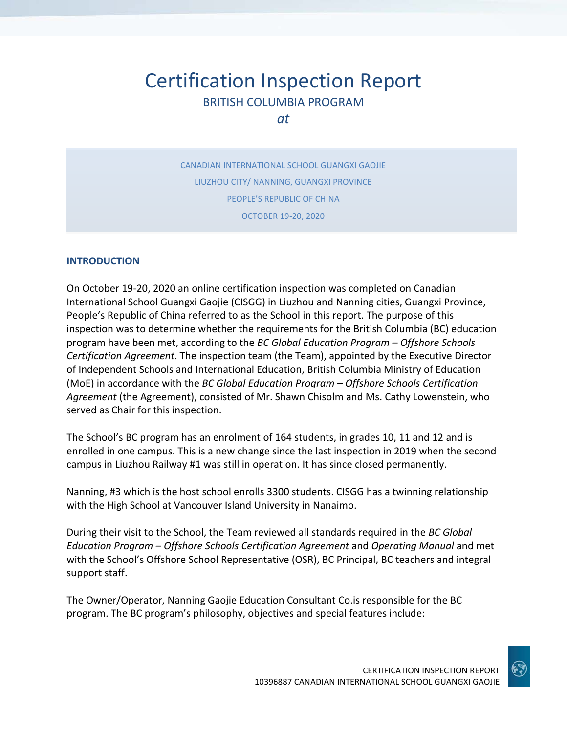# Certification Inspection Report

## BRITISH COLUMBIA PROGRAM

*at*

CANADIAN INTERNATIONAL SCHOOL GUANGXI GAOJIE

LIUZHOU CITY/ NANNING, GUANGXI PROVINCE

PEOPLE'S REPUBLIC OF CHINA

OCTOBER 19-20, 2020

### INTRODUCTION

On October 19-20, 2020 an online certification inspection was completed on Canadian International School Guangxi Gaojie (CISGG) in Liuzhou and Nanning cities, Guangxi Province, People's Republic of China referred to as the School in this report. The purpose of this inspection was to determine whether the requirements for the British Columbia (BC) education program have been met, according to the *BC Global Education Program – Offshore Schools Certification Agreement*. The inspection team (the Team), appointed by the Executive Director of Independent Schools and International Education, British Columbia Ministry of Education (MoE) in accordance with the *BC Global Education Program – Offshore Schools Certification Agreement* (the Agreement), consisted of Mr. Shawn Chisolm and Ms. Cathy Lowenstein, who served as Chair for this inspection.

The School's BC program has an enrolment of 164 students, in grades 10, 11 and 12 and is enrolled in one campus. This is a new change since the last inspection in 2019 when the second campus in Liuzhou Railway #1 was still in operation. It has since closed permanently.

Nanning, #3 which is the host school enrolls 3300 students. CISGG has a twinning relationship with the High School at Vancouver Island University in Nanaimo.

During their visit to the School, the Team reviewed all standards required in the *BC Global Education Program – Offshore Schools Certification Agreement* and *Operating Manual* and met with the School's Offshore School Representative (OSR), BC Principal, BC teachers and integral support staff.

The Owner/Operator, Nanning Gaojie Education Consultant Co.is responsible for the BC program. The BC program's philosophy, objectives and special features include: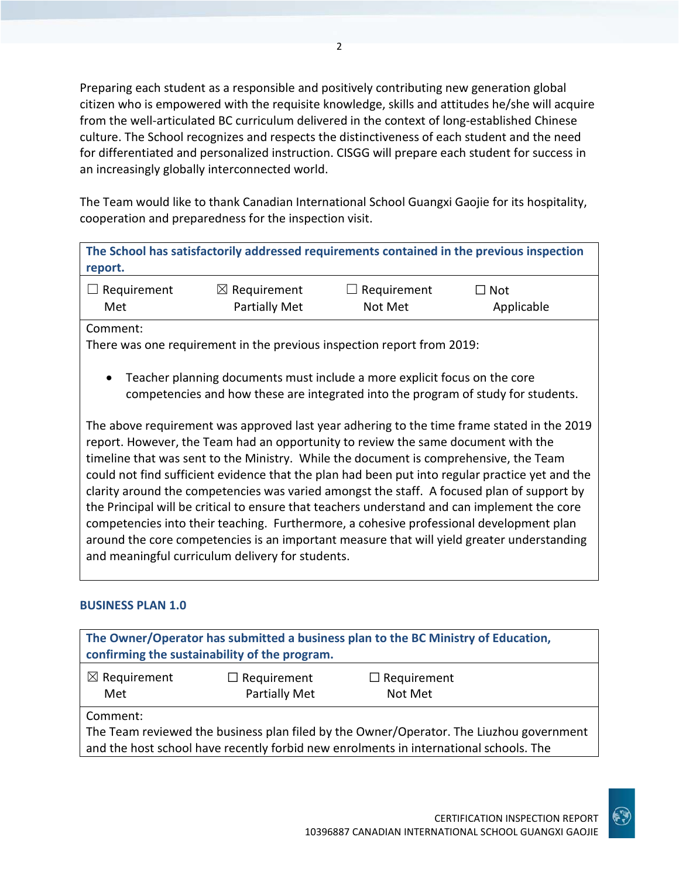Preparing each student as a responsible and positively contributing new generation global citizen who is empowered with the requisite knowledge, skills and attitudes he/she will acquire from the well-articulated BC curriculum delivered in the context of long-established Chinese culture. The School recognizes and respects the distinctiveness of each student and the need for differentiated and personalized instruction. CISGG will prepare each student for success in an increasingly globally interconnected world.

The Team would like to thank Canadian International School Guangxi Gaojie for its hospitality, cooperation and preparedness for the inspection visit.

| **The School has satisfactorily addressed requirements contained in the previous inspection report.** | | | |
|---|---|---|---|
| ☐ Requirement Met | ☒ Requirement Partially Met | ☐ Requirement Not Met | ☐ Not Applicable |
| Comment: There was one requirement in the previous inspection report from 2019: <br><br> • Teacher planning documents must include a more explicit focus on the core competencies and how these are integrated into the program of study for students. <br><br> The above requirement was approved last year adhering to the time frame stated in the 2019 report. However, the Team had an opportunity to review the same document with the timeline that was sent to the Ministry. While the document is comprehensive, the Team could not find sufficient evidence that the plan had been put into regular practice yet and the clarity around the competencies was varied amongst the staff. A focused plan of support by the Principal will be critical to ensure that teachers understand and can implement the core competencies into their teaching. Furthermore, a cohesive professional development plan around the core competencies is an important measure that will yield greater understanding and meaningful curriculum delivery for students. | | | |

### BUSINESS PLAN 1.0

| **The Owner/Operator has submitted a business plan to the BC Ministry of Education, confirming the sustainability of the program.** | | |
|---|---|---|
| ☒ Requirement Met | ☐ Requirement Partially Met | ☐ Requirement Not Met |
| Comment: The Team reviewed the business plan filed by the Owner/Operator. The Liuzhou government and the host school have recently forbid new enrolments in international schools. The | | |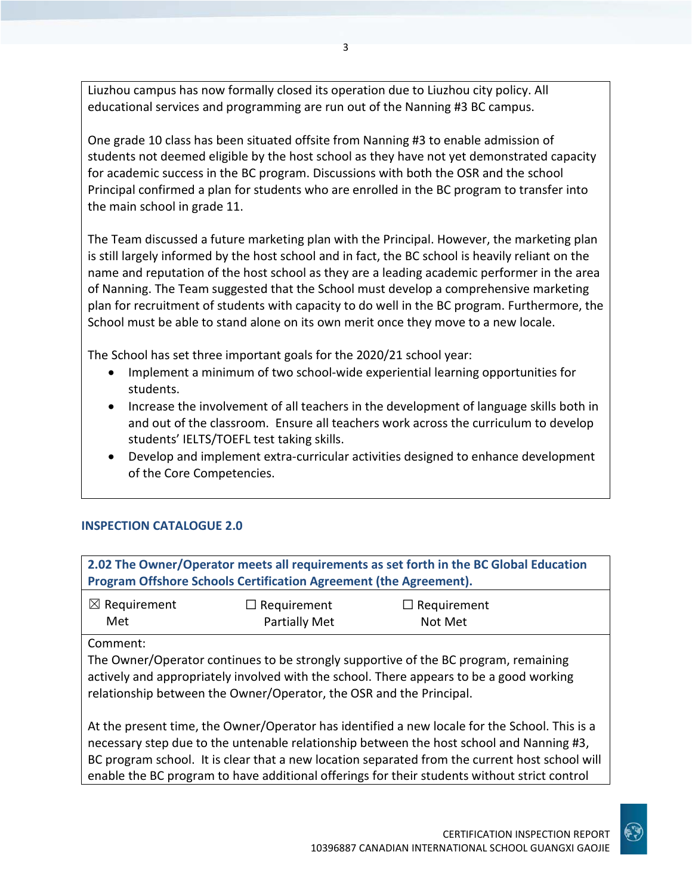Liuzhou campus has now formally closed its operation due to Liuzhou city policy. All educational services and programming are run out of the Nanning #3 BC campus.

One grade 10 class has been situated offsite from Nanning #3 to enable admission of students not deemed eligible by the host school as they have not yet demonstrated capacity for academic success in the BC program. Discussions with both the OSR and the school Principal confirmed a plan for students who are enrolled in the BC program to transfer into the main school in grade 11.

The Team discussed a future marketing plan with the Principal. However, the marketing plan is still largely informed by the host school and in fact, the BC school is heavily reliant on the name and reputation of the host school as they are a leading academic performer in the area of Nanning. The Team suggested that the School must develop a comprehensive marketing plan for recruitment of students with capacity to do well in the BC program. Furthermore, the School must be able to stand alone on its own merit once they move to a new locale.

The School has set three important goals for the 2020/21 school year:

- Implement a minimum of two school-wide experiential learning opportunities for students.
- Increase the involvement of all teachers in the development of language skills both in and out of the classroom. Ensure all teachers work across the curriculum to develop students' IELTS/TOEFL test taking skills.
- Develop and implement extra-curricular activities designed to enhance development of the Core Competencies.

## INSPECTION CATALOGUE 2.0

**2.02 The Owner/Operator meets all requirements as set forth in the BC Global Education Program Offshore Schools Certification Agreement (the Agreement).**

| ☒ Requirement Met | ☐ Requirement Partially Met | ☐ Requirement Not Met |
|---|---|---|

Comment:

The Owner/Operator continues to be strongly supportive of the BC program, remaining actively and appropriately involved with the school. There appears to be a good working relationship between the Owner/Operator, the OSR and the Principal.

At the present time, the Owner/Operator has identified a new locale for the School. This is a necessary step due to the untenable relationship between the host school and Nanning #3, BC program school. It is clear that a new location separated from the current host school will enable the BC program to have additional offerings for their students without strict control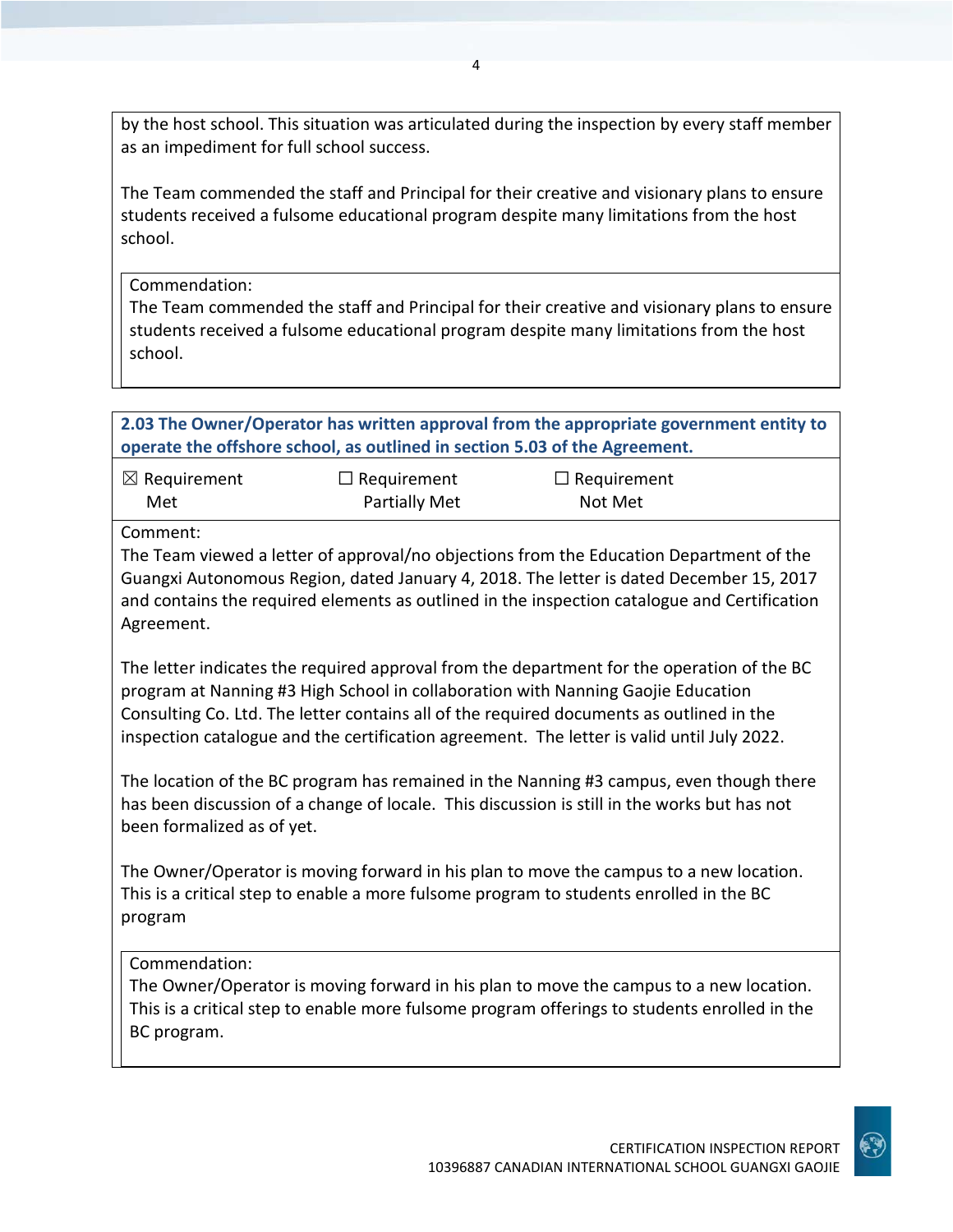by the host school. This situation was articulated during the inspection by every staff member as an impediment for full school success.

The Team commended the staff and Principal for their creative and visionary plans to ensure students received a fulsome educational program despite many limitations from the host school.

Commendation:
The Team commended the staff and Principal for their creative and visionary plans to ensure students received a fulsome educational program despite many limitations from the host school.

**2.03 The Owner/Operator has written approval from the appropriate government entity to operate the offshore school, as outlined in section 5.03 of the Agreement.**

| ☒ Requirement Met | ☐ Requirement Partially Met | ☐ Requirement Not Met |
|---|---|---|

Comment:
The Team viewed a letter of approval/no objections from the Education Department of the Guangxi Autonomous Region, dated January 4, 2018. The letter is dated December 15, 2017 and contains the required elements as outlined in the inspection catalogue and Certification Agreement.

The letter indicates the required approval from the department for the operation of the BC program at Nanning #3 High School in collaboration with Nanning Gaojie Education Consulting Co. Ltd. The letter contains all of the required documents as outlined in the inspection catalogue and the certification agreement. The letter is valid until July 2022.

The location of the BC program has remained in the Nanning #3 campus, even though there has been discussion of a change of locale. This discussion is still in the works but has not been formalized as of yet.

The Owner/Operator is moving forward in his plan to move the campus to a new location. This is a critical step to enable a more fulsome program to students enrolled in the BC program

Commendation:
The Owner/Operator is moving forward in his plan to move the campus to a new location. This is a critical step to enable more fulsome program offerings to students enrolled in the BC program.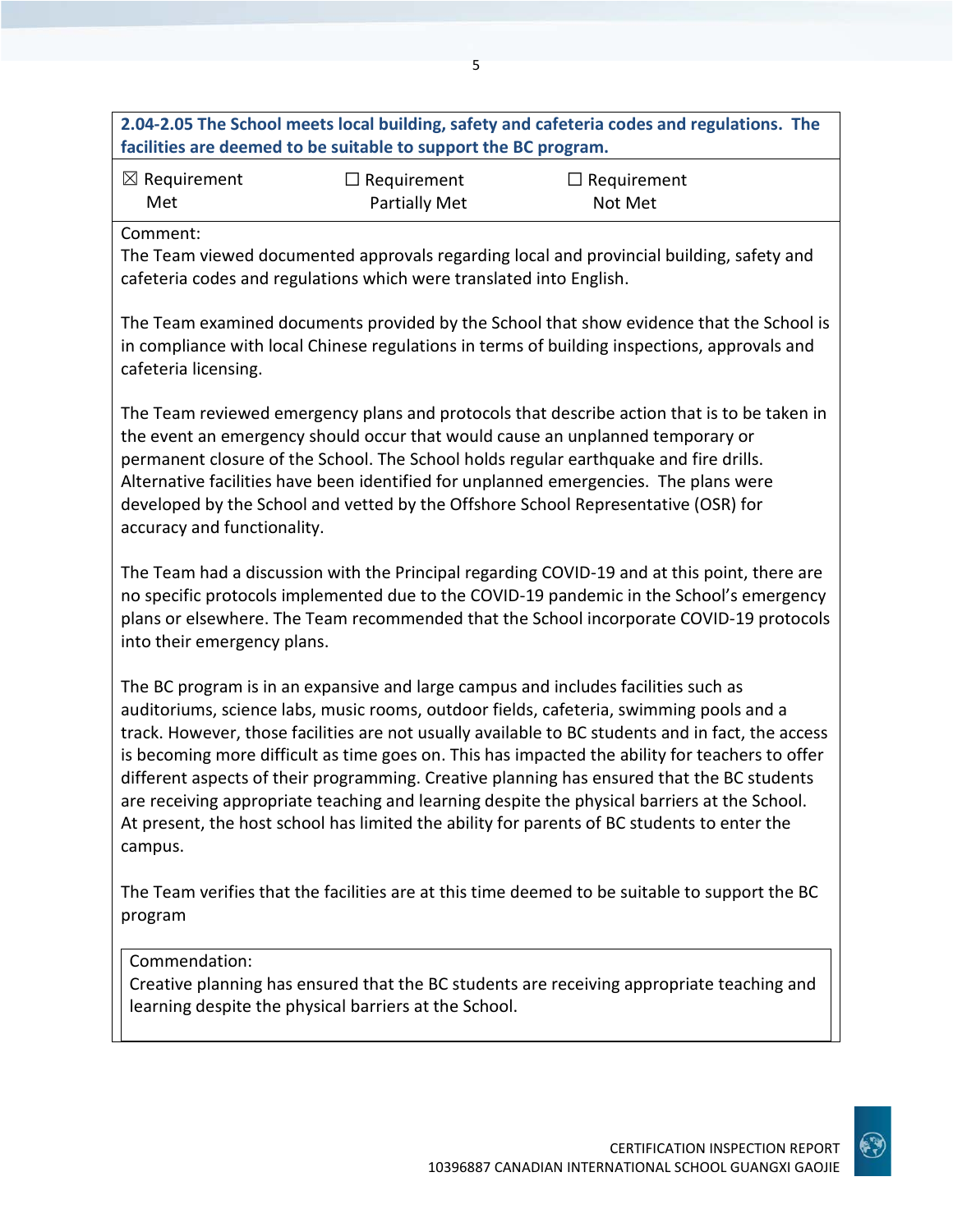**2.04-2.05 The School meets local building, safety and cafeteria codes and regulations. The facilities are deemed to be suitable to support the BC program.**

| ☒ Requirement Met | ☐ Requirement Partially Met | ☐ Requirement Not Met |
|---|---|---|

Comment:

The Team viewed documented approvals regarding local and provincial building, safety and cafeteria codes and regulations which were translated into English.

The Team examined documents provided by the School that show evidence that the School is in compliance with local Chinese regulations in terms of building inspections, approvals and cafeteria licensing.

The Team reviewed emergency plans and protocols that describe action that is to be taken in the event an emergency should occur that would cause an unplanned temporary or permanent closure of the School. The School holds regular earthquake and fire drills. Alternative facilities have been identified for unplanned emergencies. The plans were developed by the School and vetted by the Offshore School Representative (OSR) for accuracy and functionality.

The Team had a discussion with the Principal regarding COVID-19 and at this point, there are no specific protocols implemented due to the COVID-19 pandemic in the School's emergency plans or elsewhere. The Team recommended that the School incorporate COVID-19 protocols into their emergency plans.

The BC program is in an expansive and large campus and includes facilities such as auditoriums, science labs, music rooms, outdoor fields, cafeteria, swimming pools and a track. However, those facilities are not usually available to BC students and in fact, the access is becoming more difficult as time goes on. This has impacted the ability for teachers to offer different aspects of their programming. Creative planning has ensured that the BC students are receiving appropriate teaching and learning despite the physical barriers at the School. At present, the host school has limited the ability for parents of BC students to enter the campus.

The Team verifies that the facilities are at this time deemed to be suitable to support the BC program

Commendation:

Creative planning has ensured that the BC students are receiving appropriate teaching and learning despite the physical barriers at the School.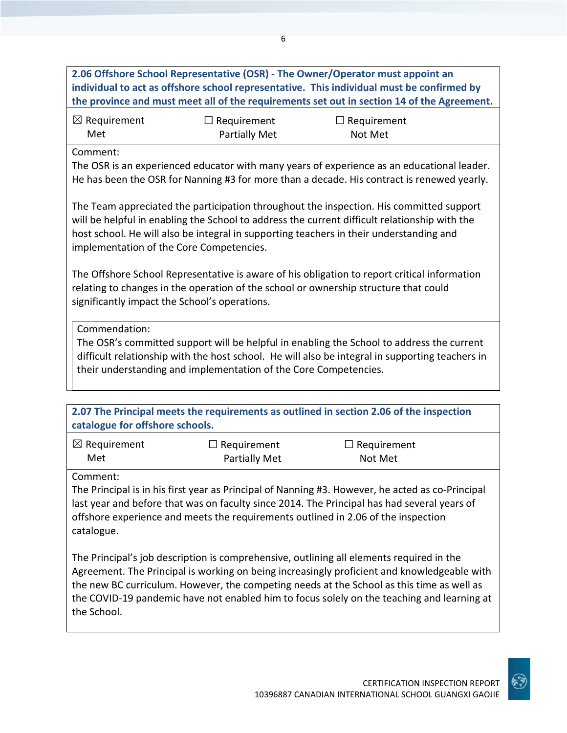**2.06 Offshore School Representative (OSR) - The Owner/Operator must appoint an individual to act as offshore school representative. This individual must be confirmed by the province and must meet all of the requirements set out in section 14 of the Agreement.**

| ☒ Requirement Met | ☐ Requirement Partially Met | ☐ Requirement Not Met |
|---|---|---|

Comment:
The OSR is an experienced educator with many years of experience as an educational leader. He has been the OSR for Nanning #3 for more than a decade. His contract is renewed yearly.

The Team appreciated the participation throughout the inspection. His committed support will be helpful in enabling the School to address the current difficult relationship with the host school. He will also be integral in supporting teachers in their understanding and implementation of the Core Competencies.

The Offshore School Representative is aware of his obligation to report critical information relating to changes in the operation of the school or ownership structure that could significantly impact the School's operations.

Commendation:
The OSR's committed support will be helpful in enabling the School to address the current difficult relationship with the host school. He will also be integral in supporting teachers in their understanding and implementation of the Core Competencies.

**2.07 The Principal meets the requirements as outlined in section 2.06 of the inspection catalogue for offshore schools.**

| ☒ Requirement Met | ☐ Requirement Partially Met | ☐ Requirement Not Met |
|---|---|---|

Comment:
The Principal is in his first year as Principal of Nanning #3. However, he acted as co-Principal last year and before that was on faculty since 2014. The Principal has had several years of offshore experience and meets the requirements outlined in 2.06 of the inspection catalogue.

The Principal's job description is comprehensive, outlining all elements required in the Agreement. The Principal is working on being increasingly proficient and knowledgeable with the new BC curriculum. However, the competing needs at the School as this time as well as the COVID-19 pandemic have not enabled him to focus solely on the teaching and learning at the School.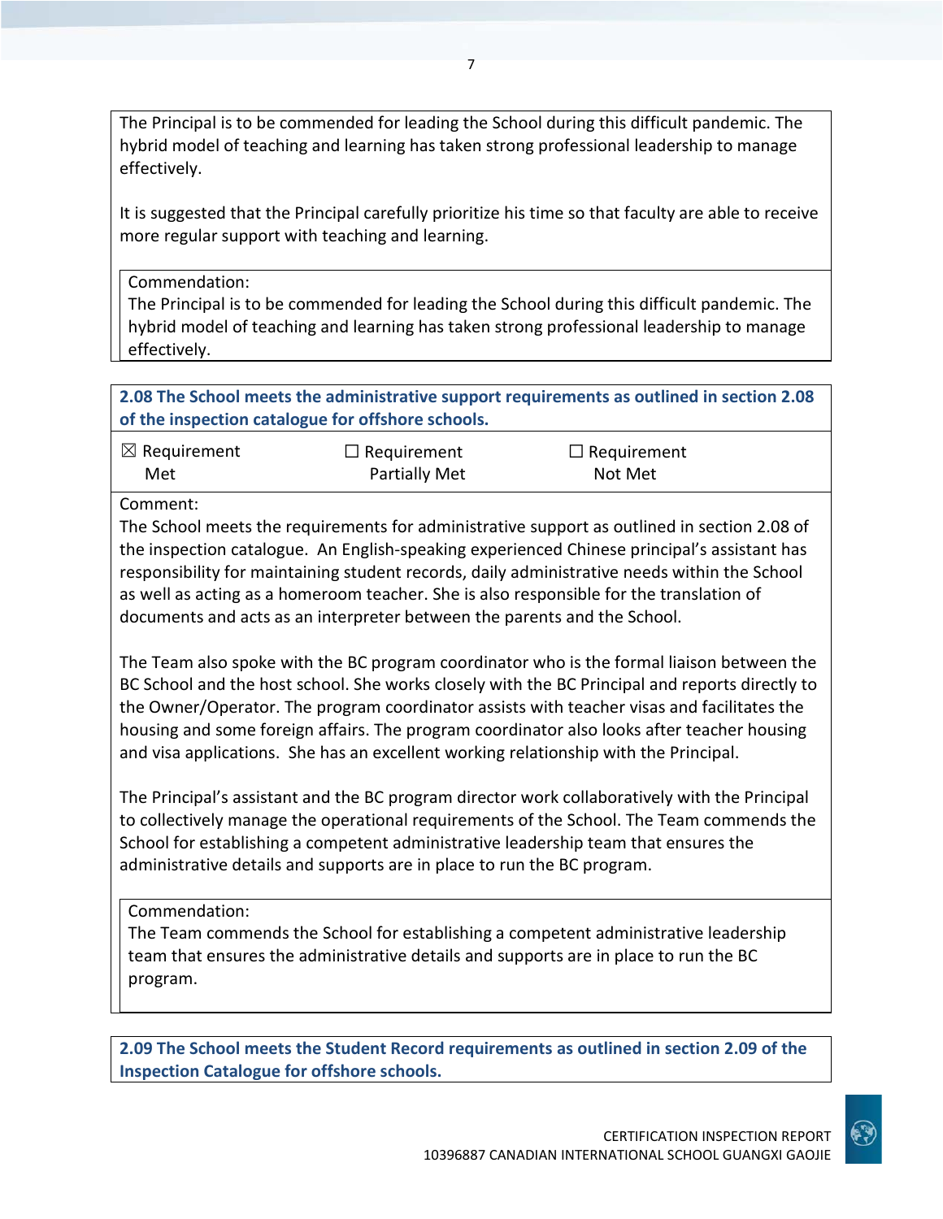The Principal is to be commended for leading the School during this difficult pandemic. The hybrid model of teaching and learning has taken strong professional leadership to manage effectively.

It is suggested that the Principal carefully prioritize his time so that faculty are able to receive more regular support with teaching and learning.

Commendation:
The Principal is to be commended for leading the School during this difficult pandemic. The hybrid model of teaching and learning has taken strong professional leadership to manage effectively.

**2.08 The School meets the administrative support requirements as outlined in section 2.08 of the inspection catalogue for offshore schools.**

| ☒ Requirement Met | ☐ Requirement Partially Met | ☐ Requirement Not Met |
|---|---|---|

Comment:
The School meets the requirements for administrative support as outlined in section 2.08 of the inspection catalogue. An English-speaking experienced Chinese principal's assistant has responsibility for maintaining student records, daily administrative needs within the School as well as acting as a homeroom teacher. She is also responsible for the translation of documents and acts as an interpreter between the parents and the School.

The Team also spoke with the BC program coordinator who is the formal liaison between the BC School and the host school. She works closely with the BC Principal and reports directly to the Owner/Operator. The program coordinator assists with teacher visas and facilitates the housing and some foreign affairs. The program coordinator also looks after teacher housing and visa applications. She has an excellent working relationship with the Principal.

The Principal's assistant and the BC program director work collaboratively with the Principal to collectively manage the operational requirements of the School. The Team commends the School for establishing a competent administrative leadership team that ensures the administrative details and supports are in place to run the BC program.

Commendation:
The Team commends the School for establishing a competent administrative leadership team that ensures the administrative details and supports are in place to run the BC program.

**2.09 The School meets the Student Record requirements as outlined in section 2.09 of the Inspection Catalogue for offshore schools.**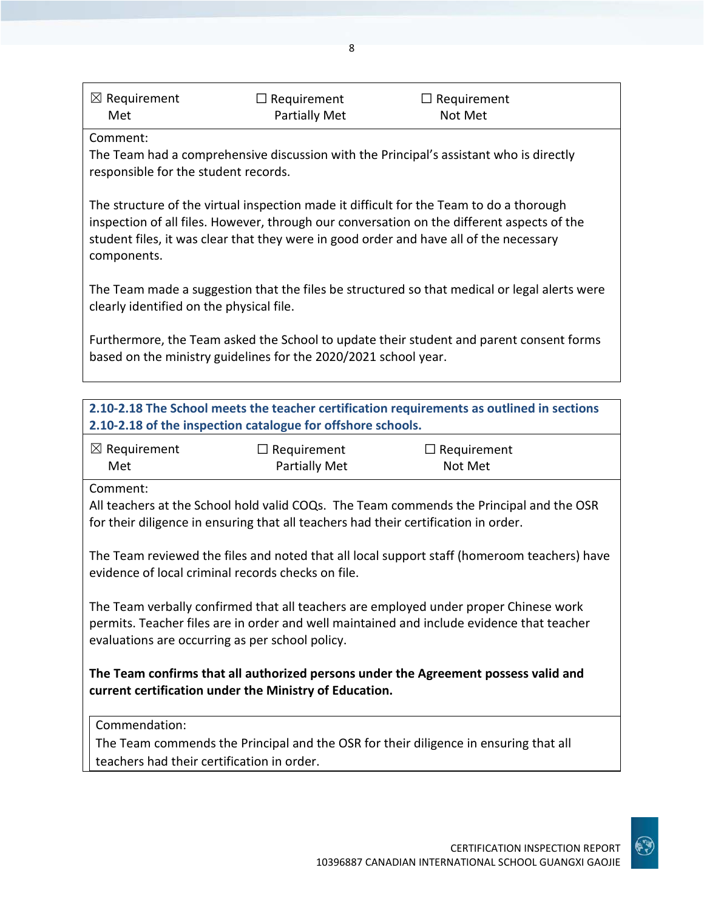| ☒ Requirement Met | ☐ Requirement Partially Met | ☐ Requirement Not Met |
|---|---|---|

Comment:
The Team had a comprehensive discussion with the Principal's assistant who is directly responsible for the student records.

The structure of the virtual inspection made it difficult for the Team to do a thorough inspection of all files. However, through our conversation on the different aspects of the student files, it was clear that they were in good order and have all of the necessary components.

The Team made a suggestion that the files be structured so that medical or legal alerts were clearly identified on the physical file.

Furthermore, the Team asked the School to update their student and parent consent forms based on the ministry guidelines for the 2020/2021 school year.

**2.10-2.18 The School meets the teacher certification requirements as outlined in sections 2.10-2.18 of the inspection catalogue for offshore schools.**

| ☒ Requirement Met | ☐ Requirement Partially Met | ☐ Requirement Not Met |
|---|---|---|

Comment:
All teachers at the School hold valid COQs. The Team commends the Principal and the OSR for their diligence in ensuring that all teachers had their certification in order.

The Team reviewed the files and noted that all local support staff (homeroom teachers) have evidence of local criminal records checks on file.

The Team verbally confirmed that all teachers are employed under proper Chinese work permits. Teacher files are in order and well maintained and include evidence that teacher evaluations are occurring as per school policy.

**The Team confirms that all authorized persons under the Agreement possess valid and current certification under the Ministry of Education.**

Commendation:
The Team commends the Principal and the OSR for their diligence in ensuring that all teachers had their certification in order.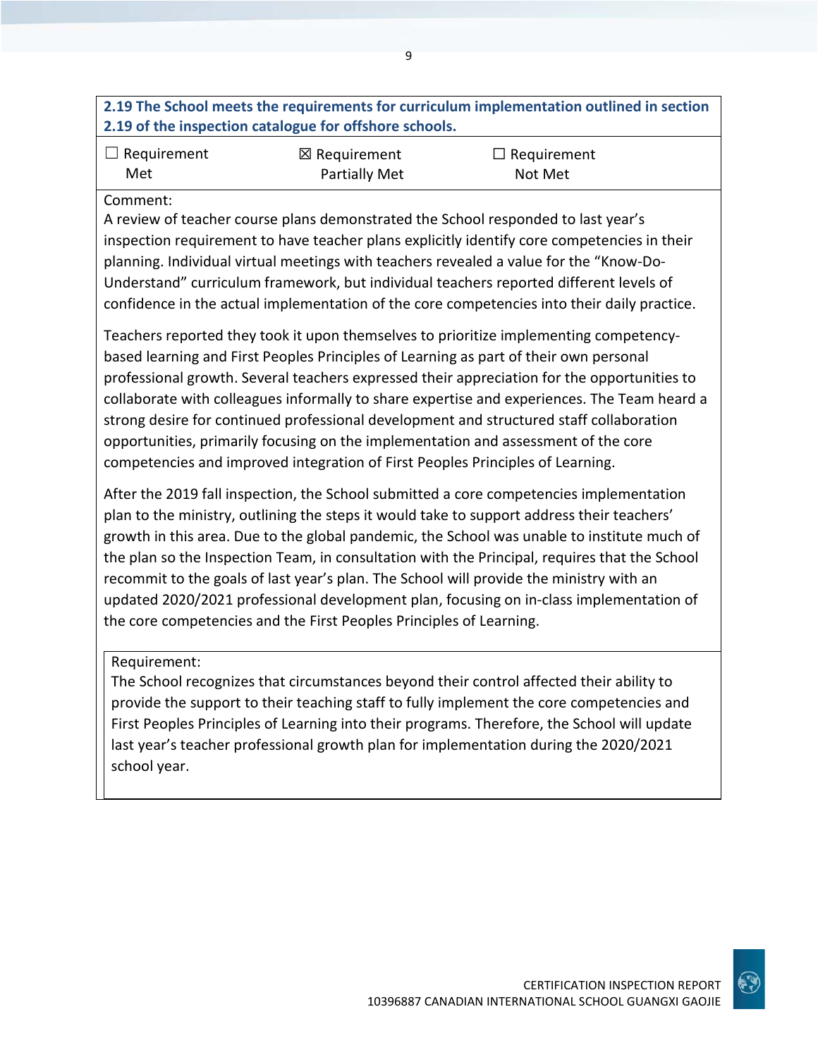**2.19 The School meets the requirements for curriculum implementation outlined in section 2.19 of the inspection catalogue for offshore schools.**

| ☐ Requirement Met | ☒ Requirement Partially Met | ☐ Requirement Not Met |
|---|---|---|

Comment:

A review of teacher course plans demonstrated the School responded to last year's inspection requirement to have teacher plans explicitly identify core competencies in their planning. Individual virtual meetings with teachers revealed a value for the "Know-Do-Understand" curriculum framework, but individual teachers reported different levels of confidence in the actual implementation of the core competencies into their daily practice.

Teachers reported they took it upon themselves to prioritize implementing competency-based learning and First Peoples Principles of Learning as part of their own personal professional growth. Several teachers expressed their appreciation for the opportunities to collaborate with colleagues informally to share expertise and experiences. The Team heard a strong desire for continued professional development and structured staff collaboration opportunities, primarily focusing on the implementation and assessment of the core competencies and improved integration of First Peoples Principles of Learning.

After the 2019 fall inspection, the School submitted a core competencies implementation plan to the ministry, outlining the steps it would take to support address their teachers' growth in this area. Due to the global pandemic, the School was unable to institute much of the plan so the Inspection Team, in consultation with the Principal, requires that the School recommit to the goals of last year's plan. The School will provide the ministry with an updated 2020/2021 professional development plan, focusing on in-class implementation of the core competencies and the First Peoples Principles of Learning.

Requirement:

The School recognizes that circumstances beyond their control affected their ability to provide the support to their teaching staff to fully implement the core competencies and First Peoples Principles of Learning into their programs. Therefore, the School will update last year's teacher professional growth plan for implementation during the 2020/2021 school year.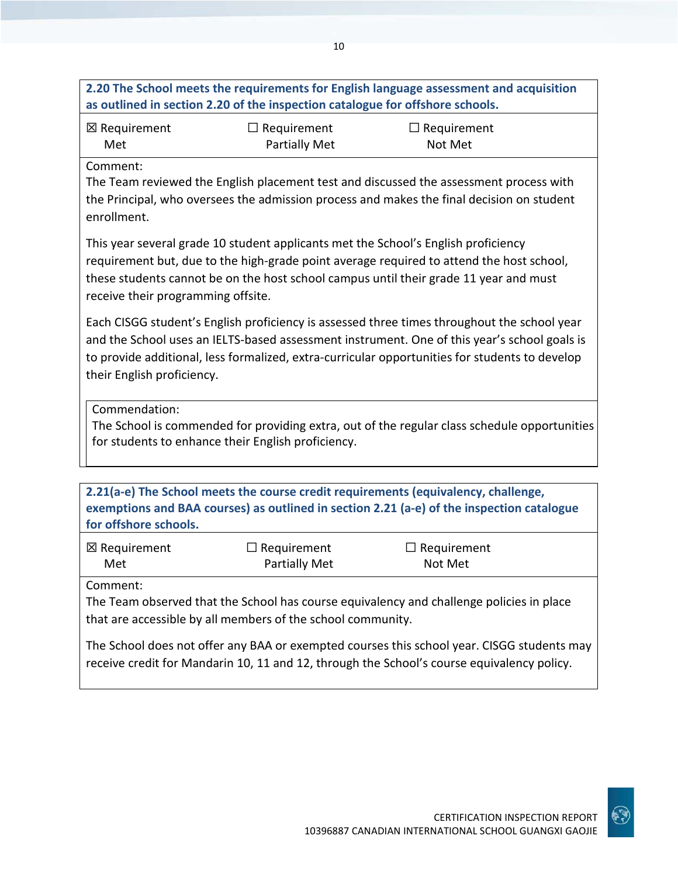**2.20 The School meets the requirements for English language assessment and acquisition as outlined in section 2.20 of the inspection catalogue for offshore schools.**

| ☒ Requirement Met | ☐ Requirement Partially Met | ☐ Requirement Not Met |
|---|---|---|

Comment:

The Team reviewed the English placement test and discussed the assessment process with the Principal, who oversees the admission process and makes the final decision on student enrollment.

This year several grade 10 student applicants met the School's English proficiency requirement but, due to the high-grade point average required to attend the host school, these students cannot be on the host school campus until their grade 11 year and must receive their programming offsite.

Each CISGG student's English proficiency is assessed three times throughout the school year and the School uses an IELTS-based assessment instrument. One of this year's school goals is to provide additional, less formalized, extra-curricular opportunities for students to develop their English proficiency.

Commendation:

The School is commended for providing extra, out of the regular class schedule opportunities for students to enhance their English proficiency.

**2.21(a-e) The School meets the course credit requirements (equivalency, challenge, exemptions and BAA courses) as outlined in section 2.21 (a-e) of the inspection catalogue for offshore schools.**

| ☒ Requirement Met | ☐ Requirement Partially Met | ☐ Requirement Not Met |
|---|---|---|

Comment:

The Team observed that the School has course equivalency and challenge policies in place that are accessible by all members of the school community.

The School does not offer any BAA or exempted courses this school year. CISGG students may receive credit for Mandarin 10, 11 and 12, through the School's course equivalency policy.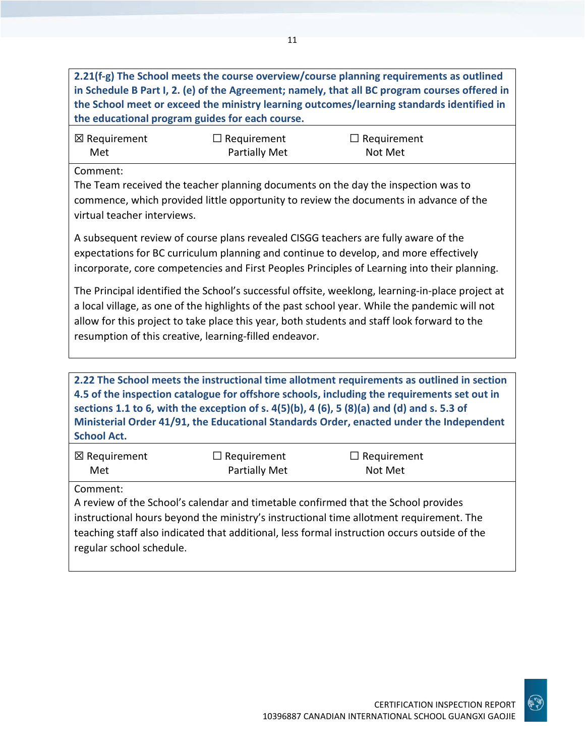**2.21(f-g) The School meets the course overview/course planning requirements as outlined in Schedule B Part I, 2. (e) of the Agreement; namely, that all BC program courses offered in the School meet or exceed the ministry learning outcomes/learning standards identified in the educational program guides for each course.**

| ☒ Requirement Met | ☐ Requirement Partially Met | ☐ Requirement Not Met |
|---|---|---|

Comment:
The Team received the teacher planning documents on the day the inspection was to commence, which provided little opportunity to review the documents in advance of the virtual teacher interviews.

A subsequent review of course plans revealed CISGG teachers are fully aware of the expectations for BC curriculum planning and continue to develop, and more effectively incorporate, core competencies and First Peoples Principles of Learning into their planning.

The Principal identified the School's successful offsite, weeklong, learning-in-place project at a local village, as one of the highlights of the past school year. While the pandemic will not allow for this project to take place this year, both students and staff look forward to the resumption of this creative, learning-filled endeavor.

**2.22 The School meets the instructional time allotment requirements as outlined in section 4.5 of the inspection catalogue for offshore schools, including the requirements set out in sections 1.1 to 6, with the exception of s. 4(5)(b), 4 (6), 5 (8)(a) and (d) and s. 5.3 of Ministerial Order 41/91, the Educational Standards Order, enacted under the Independent School Act.**

| ☒ Requirement Met | ☐ Requirement Partially Met | ☐ Requirement Not Met |
|---|---|---|

Comment:
A review of the School's calendar and timetable confirmed that the School provides instructional hours beyond the ministry's instructional time allotment requirement. The teaching staff also indicated that additional, less formal instruction occurs outside of the regular school schedule.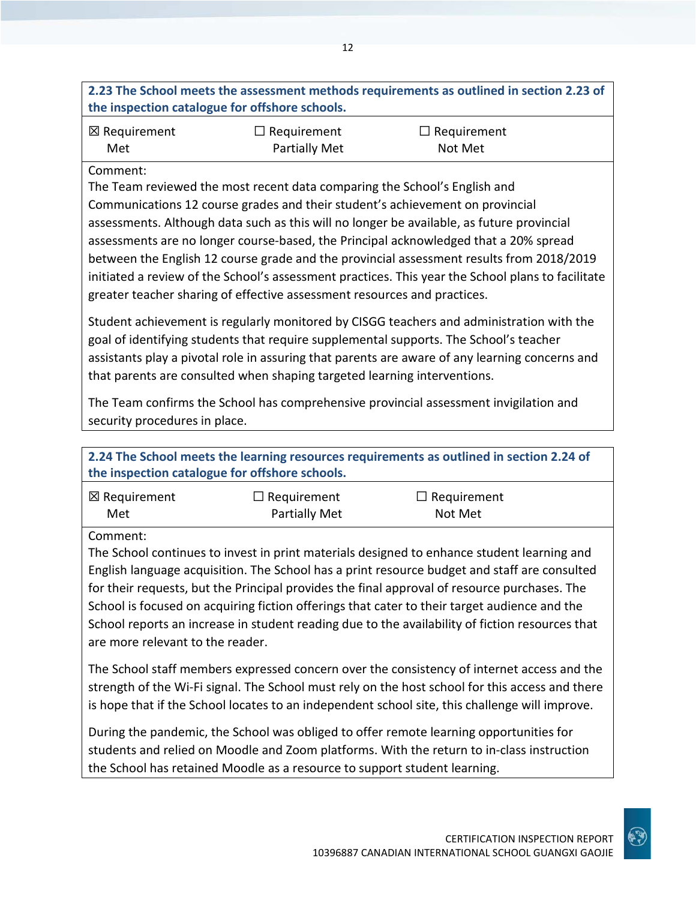**2.23 The School meets the assessment methods requirements as outlined in section 2.23 of the inspection catalogue for offshore schools.**

| ☒ Requirement Met | ☐ Requirement Partially Met | ☐ Requirement Not Met |
|---|---|---|

Comment:
The Team reviewed the most recent data comparing the School's English and Communications 12 course grades and their student's achievement on provincial assessments. Although data such as this will no longer be available, as future provincial assessments are no longer course-based, the Principal acknowledged that a 20% spread between the English 12 course grade and the provincial assessment results from 2018/2019 initiated a review of the School's assessment practices. This year the School plans to facilitate greater teacher sharing of effective assessment resources and practices.

Student achievement is regularly monitored by CISGG teachers and administration with the goal of identifying students that require supplemental supports. The School's teacher assistants play a pivotal role in assuring that parents are aware of any learning concerns and that parents are consulted when shaping targeted learning interventions.

The Team confirms the School has comprehensive provincial assessment invigilation and security procedures in place.

**2.24 The School meets the learning resources requirements as outlined in section 2.24 of the inspection catalogue for offshore schools.**

| ☒ Requirement Met | ☐ Requirement Partially Met | ☐ Requirement Not Met |
|---|---|---|

Comment:
The School continues to invest in print materials designed to enhance student learning and English language acquisition. The School has a print resource budget and staff are consulted for their requests, but the Principal provides the final approval of resource purchases. The School is focused on acquiring fiction offerings that cater to their target audience and the School reports an increase in student reading due to the availability of fiction resources that are more relevant to the reader.

The School staff members expressed concern over the consistency of internet access and the strength of the Wi-Fi signal. The School must rely on the host school for this access and there is hope that if the School locates to an independent school site, this challenge will improve.

During the pandemic, the School was obliged to offer remote learning opportunities for students and relied on Moodle and Zoom platforms. With the return to in-class instruction the School has retained Moodle as a resource to support student learning.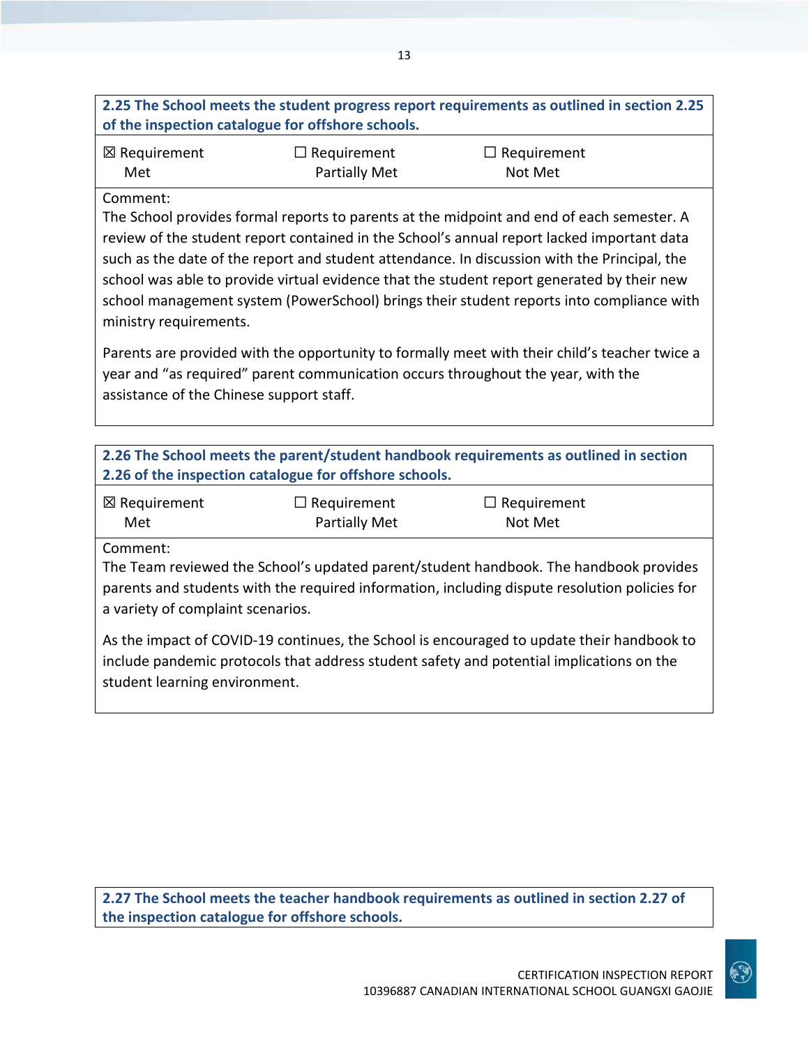**2.25 The School meets the student progress report requirements as outlined in section 2.25 of the inspection catalogue for offshore schools.**

| ☒ Requirement Met | ☐ Requirement Partially Met | ☐ Requirement Not Met |
|---|---|---|

Comment:

The School provides formal reports to parents at the midpoint and end of each semester. A review of the student report contained in the School's annual report lacked important data such as the date of the report and student attendance. In discussion with the Principal, the school was able to provide virtual evidence that the student report generated by their new school management system (PowerSchool) brings their student reports into compliance with ministry requirements.

Parents are provided with the opportunity to formally meet with their child's teacher twice a year and "as required" parent communication occurs throughout the year, with the assistance of the Chinese support staff.

**2.26 The School meets the parent/student handbook requirements as outlined in section 2.26 of the inspection catalogue for offshore schools.**

| ☒ Requirement Met | ☐ Requirement Partially Met | ☐ Requirement Not Met |
|---|---|---|

Comment:

The Team reviewed the School's updated parent/student handbook. The handbook provides parents and students with the required information, including dispute resolution policies for a variety of complaint scenarios.

As the impact of COVID-19 continues, the School is encouraged to update their handbook to include pandemic protocols that address student safety and potential implications on the student learning environment.

**2.27 The School meets the teacher handbook requirements as outlined in section 2.27 of the inspection catalogue for offshore schools.**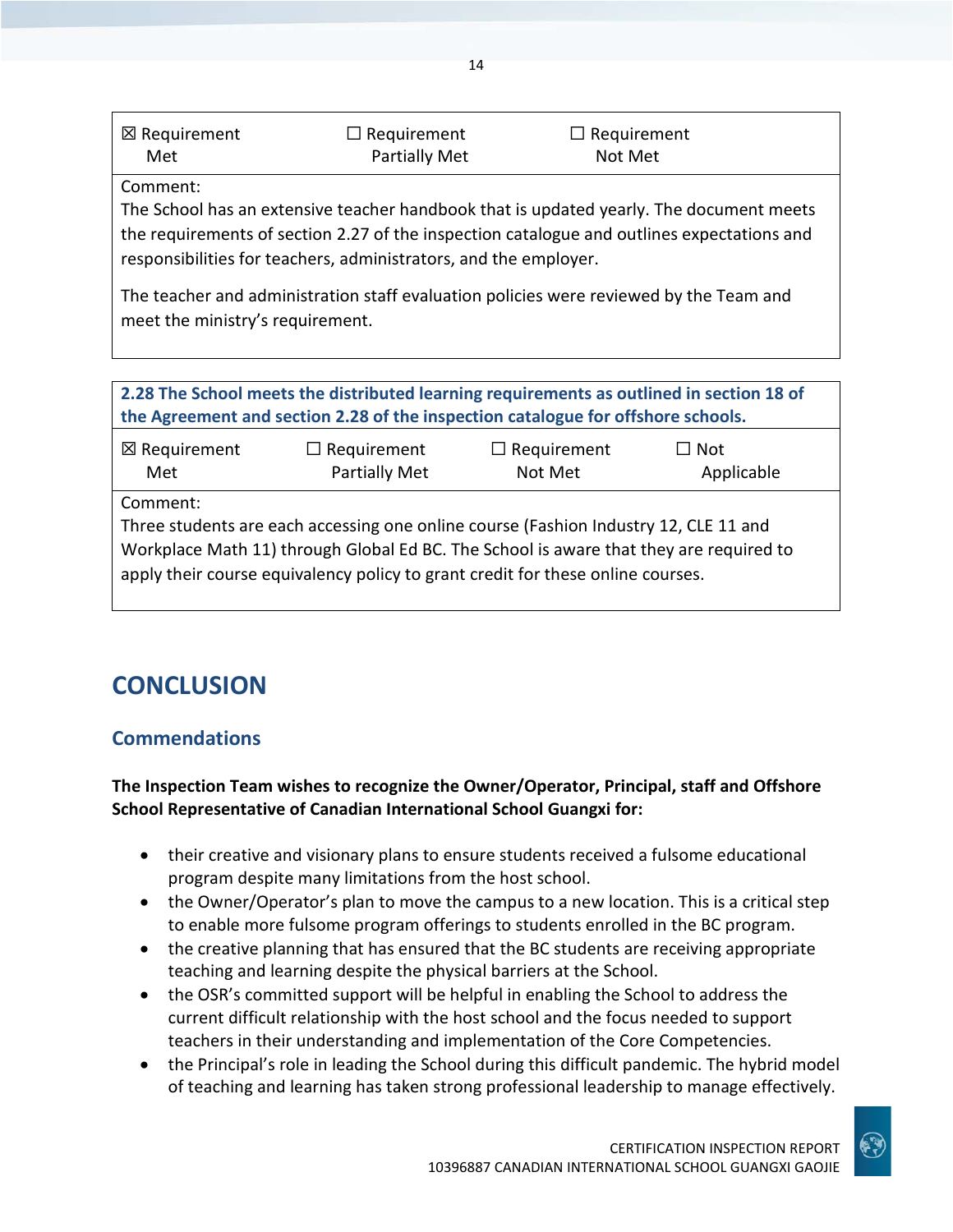| ☒ Requirement Met | ☐ Requirement Partially Met | ☐ Requirement Not Met |
|---|---|---|
| Comment: The School has an extensive teacher handbook that is updated yearly. The document meets the requirements of section 2.27 of the inspection catalogue and outlines expectations and responsibilities for teachers, administrators, and the employer. The teacher and administration staff evaluation policies were reviewed by the Team and meet the ministry's requirement. | | |

| **2.28 The School meets the distributed learning requirements as outlined in section 18 of the Agreement and section 2.28 of the inspection catalogue for offshore schools.** | | | |
|---|---|---|---|
| ☒ Requirement Met | ☐ Requirement Partially Met | ☐ Requirement Not Met | ☐ Not Applicable |
| Comment: Three students are each accessing one online course (Fashion Industry 12, CLE 11 and Workplace Math 11) through Global Ed BC. The School is aware that they are required to apply their course equivalency policy to grant credit for these online courses. | | | |

# CONCLUSION

## Commendations

**The Inspection Team wishes to recognize the Owner/Operator, Principal, staff and Offshore School Representative of Canadian International School Guangxi for:**

- their creative and visionary plans to ensure students received a fulsome educational program despite many limitations from the host school.
- the Owner/Operator's plan to move the campus to a new location. This is a critical step to enable more fulsome program offerings to students enrolled in the BC program.
- the creative planning that has ensured that the BC students are receiving appropriate teaching and learning despite the physical barriers at the School.
- the OSR's committed support will be helpful in enabling the School to address the current difficult relationship with the host school and the focus needed to support teachers in their understanding and implementation of the Core Competencies.
- the Principal's role in leading the School during this difficult pandemic. The hybrid model of teaching and learning has taken strong professional leadership to manage effectively.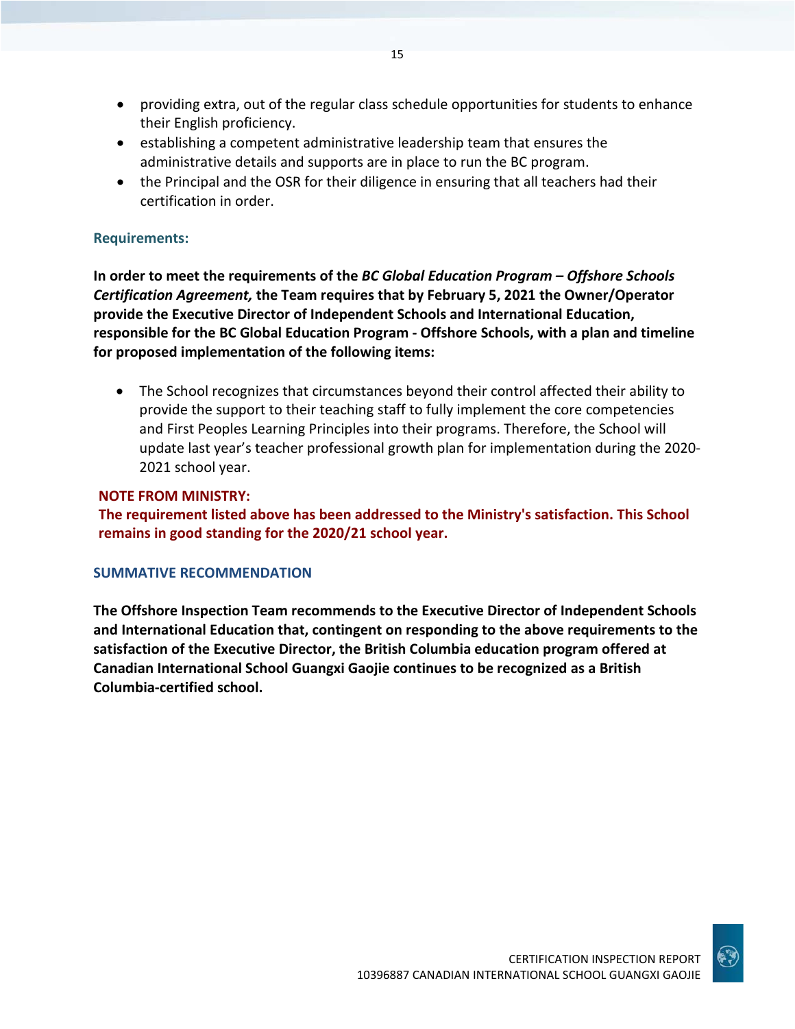- providing extra, out of the regular class schedule opportunities for students to enhance their English proficiency.
- establishing a competent administrative leadership team that ensures the administrative details and supports are in place to run the BC program.
- the Principal and the OSR for their diligence in ensuring that all teachers had their certification in order.

### Requirements:

**In order to meet the requirements of the *BC Global Education Program – Offshore Schools Certification Agreement,* the Team requires that by February 5, 2021 the Owner/Operator provide the Executive Director of Independent Schools and International Education, responsible for the BC Global Education Program - Offshore Schools, with a plan and timeline for proposed implementation of the following items:**

- The School recognizes that circumstances beyond their control affected their ability to provide the support to their teaching staff to fully implement the core competencies and First Peoples Learning Principles into their programs. Therefore, the School will update last year's teacher professional growth plan for implementation during the 2020-2021 school year.

**NOTE FROM MINISTRY:**
**The requirement listed above has been addressed to the Ministry's satisfaction. This School remains in good standing for the 2020/21 school year.**

### SUMMATIVE RECOMMENDATION

**The Offshore Inspection Team recommends to the Executive Director of Independent Schools and International Education that, contingent on responding to the above requirements to the satisfaction of the Executive Director, the British Columbia education program offered at Canadian International School Guangxi Gaojie continues to be recognized as a British Columbia-certified school.**